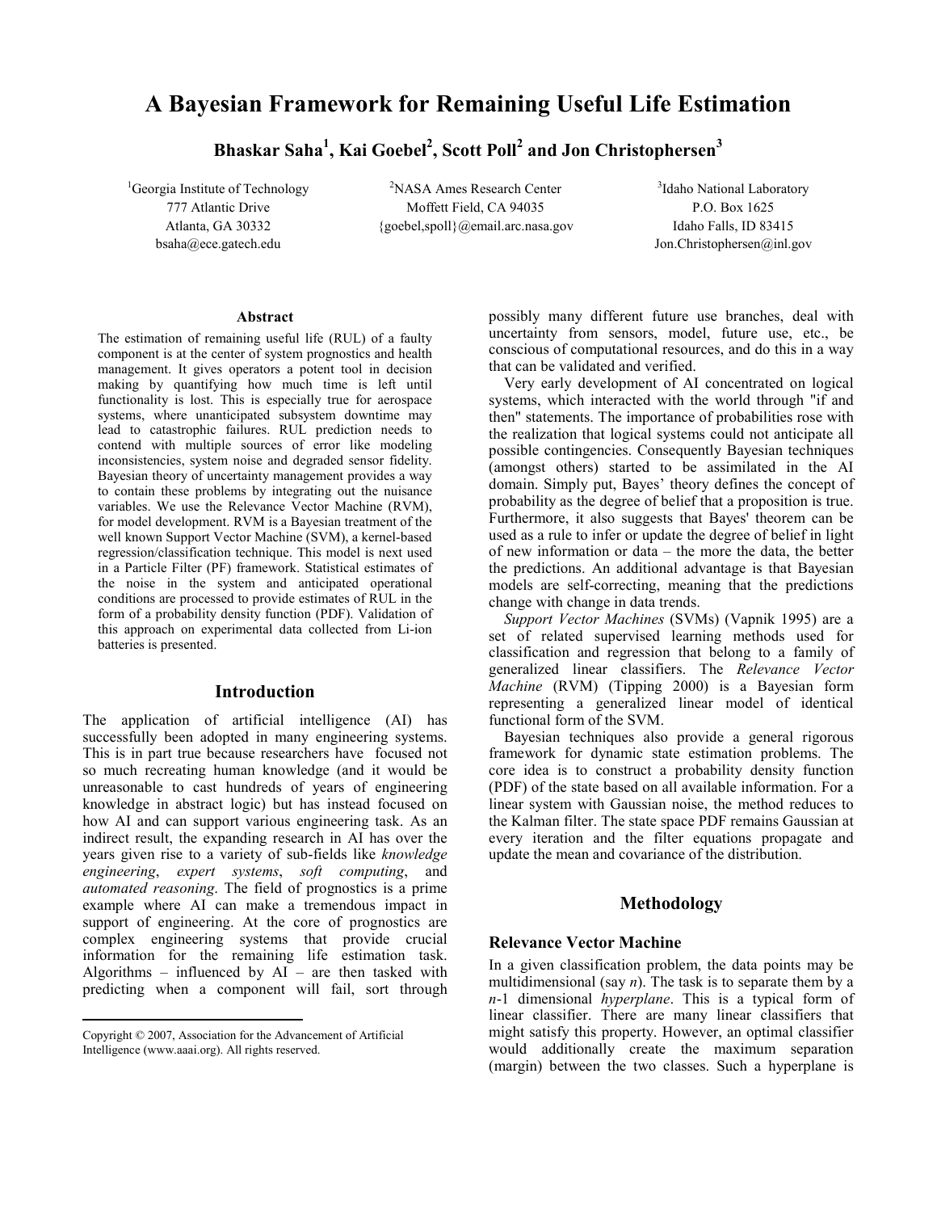# A Bayesian Framework for Remaining Useful Life Estimation

**Bhaskar Saha[1], Kai Goebel[2], Scott Poll[2] and Jon Christophersen[3]**

[1]Georgia Institute of Technology
777 Atlantic Drive
Atlanta, GA 30332
bsaha@ece.gatech.edu

[2]NASA Ames Research Center
Moffett Field, CA 94035
{goebel,spoll}@email.arc.nasa.gov

[3]Idaho National Laboratory
P.O. Box 1625
Idaho Falls, ID 83415
Jon.Christophersen@inl.gov

### Abstract

The estimation of remaining useful life (RUL) of a faulty component is at the center of system prognostics and health management. It gives operators a potent tool in decision making by quantifying how much time is left until functionality is lost. This is especially true for aerospace systems, where unanticipated subsystem downtime may lead to catastrophic failures. RUL prediction needs to contend with multiple sources of error like modeling inconsistencies, system noise and degraded sensor fidelity. Bayesian theory of uncertainty management provides a way to contain these problems by integrating out the nuisance variables. We use the Relevance Vector Machine (RVM), for model development. RVM is a Bayesian treatment of the well known Support Vector Machine (SVM), a kernel-based regression/classification technique. This model is next used in a Particle Filter (PF) framework. Statistical estimates of the noise in the system and anticipated operational conditions are processed to provide estimates of RUL in the form of a probability density function (PDF). Validation of this approach on experimental data collected from Li-ion batteries is presented.

## Introduction

The application of artificial intelligence (AI) has successfully been adopted in many engineering systems. This is in part true because researchers have focused not so much recreating human knowledge (and it would be unreasonable to cast hundreds of years of engineering knowledge in abstract logic) but has instead focused on how AI and can support various engineering task. As an indirect result, the expanding research in AI has over the years given rise to a variety of sub-fields like *knowledge engineering*, *expert systems*, *soft computing*, and *automated reasoning*. The field of prognostics is a prime example where AI can make a tremendous impact in support of engineering. At the core of prognostics are complex engineering systems that provide crucial information for the remaining life estimation task. Algorithms – influenced by AI – are then tasked with predicting when a component will fail, sort through possibly many different future use branches, deal with uncertainty from sensors, model, future use, etc., be conscious of computational resources, and do this in a way that can be validated and verified.

Very early development of AI concentrated on logical systems, which interacted with the world through "if and then" statements. The importance of probabilities rose with the realization that logical systems could not anticipate all possible contingencies. Consequently Bayesian techniques (amongst others) started to be assimilated in the AI domain. Simply put, Bayes' theory defines the concept of probability as the degree of belief that a proposition is true. Furthermore, it also suggests that Bayes' theorem can be used as a rule to infer or update the degree of belief in light of new information or data – the more the data, the better the predictions. An additional advantage is that Bayesian models are self-correcting, meaning that the predictions change with change in data trends.

*Support Vector Machines* (SVMs) (Vapnik 1995) are a set of related supervised learning methods used for classification and regression that belong to a family of generalized linear classifiers. The *Relevance Vector Machine* (RVM) (Tipping 2000) is a Bayesian form representing a generalized linear model of identical functional form of the SVM.

Bayesian techniques also provide a general rigorous framework for dynamic state estimation problems. The core idea is to construct a probability density function (PDF) of the state based on all available information. For a linear system with Gaussian noise, the method reduces to the Kalman filter. The state space PDF remains Gaussian at every iteration and the filter equations propagate and update the mean and covariance of the distribution.

## Methodology

### Relevance Vector Machine

In a given classification problem, the data points may be multidimensional (say $n$). The task is to separate them by a $n$-1 dimensional *hyperplane*. This is a typical form of linear classifier. There are many linear classifiers that might satisfy this property. However, an optimal classifier would additionally create the maximum separation (margin) between the two classes. Such a hyperplane is

Copyright © 2007, Association for the Advancement of Artificial Intelligence (www.aaai.org). All rights reserved.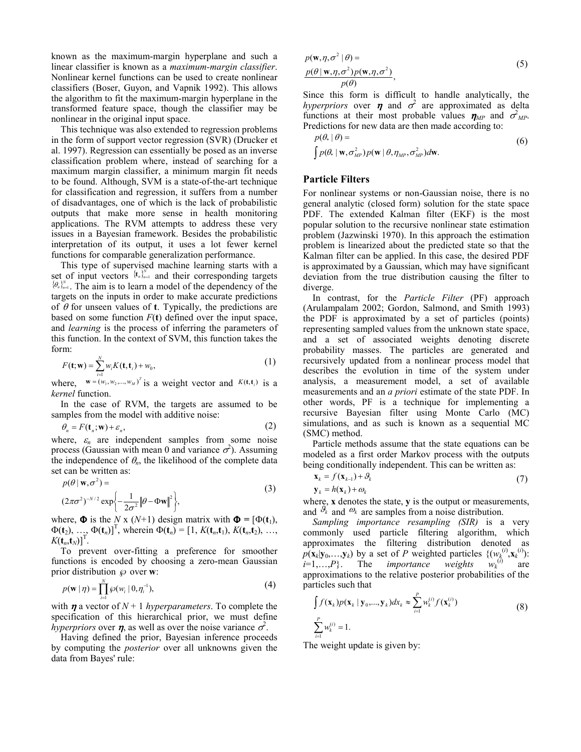known as the maximum-margin hyperplane and such a linear classifier is known as a *maximum-margin classifier*. Nonlinear kernel functions can be used to create nonlinear classifiers (Boser, Guyon, and Vapnik 1992). This allows the algorithm to fit the maximum-margin hyperplane in the transformed feature space, though the classifier may be nonlinear in the original input space.

This technique was also extended to regression problems in the form of support vector regression (SVR) (Drucker et al. 1997). Regression can essentially be posed as an inverse classification problem where, instead of searching for a maximum margin classifier, a minimum margin fit needs to be found. Although, SVM is a state-of-the-art technique for classification and regression, it suffers from a number of disadvantages, one of which is the lack of probabilistic outputs that make more sense in health monitoring applications. The RVM attempts to address these very issues in a Bayesian framework. Besides the probabilistic interpretation of its output, it uses a lot fewer kernel functions for comparable generalization performance.

This type of supervised machine learning starts with a set of input vectors $\{\mathbf{t}_n\}_{n=1}^{N}$ and their corresponding targets $\{\theta_n\}_{n=1}^{N}$. The aim is to learn a model of the dependency of the targets on the inputs in order to make accurate predictions of $\theta$ for unseen values of $\mathbf{t}$. Typically, the predictions are based on some function $F(\mathbf{t})$ defined over the input space, and *learning* is the process of inferring the parameters of this function. In the context of SVM, this function takes the form:

$$F(\mathbf{t};\mathbf{w}) = \sum_{i=1}^{N} w_i K(\mathbf{t},\mathbf{t}_i) + w_0, \tag{1}$$

where, $\mathbf{w} = (w_1, w_2, ..., w_M)^T$ is a weight vector and $K(\mathbf{t},\mathbf{t}_i)$ is a *kernel* function.

In the case of RVM, the targets are assumed to be samples from the model with additive noise:

$$\theta_n = F(\mathbf{t}_n;\mathbf{w}) + \varepsilon_n, \tag{2}$$

where, $\varepsilon_n$ are independent samples from some noise process (Gaussian with mean 0 and variance $\sigma^2$). Assuming the independence of $\theta_n$, the likelihood of the complete data set can be written as:

$$p(\theta \mid \mathbf{w},\sigma^2) = (2\pi\sigma^2)^{-N/2} \exp\left\{-\frac{1}{2\sigma^2}\left\|\theta - \Phi\mathbf{w}\right\|^2\right\}, \tag{3}$$

where, $\mathbf{\Phi}$ is the $N$ x ($N$+1) design matrix with $\mathbf{\Phi} = [\Phi(\mathbf{t}_1), \Phi(\mathbf{t}_2), \ldots, \Phi(\mathbf{t}_n)]^T$, wherein $\Phi(\mathbf{t}_n) = [1, K(\mathbf{t}_n,\mathbf{t}_1), K(\mathbf{t}_n,\mathbf{t}_2), \ldots, K(\mathbf{t}_n,\mathbf{t}_N)]^T$.

To prevent over-fitting a preference for smoother functions is encoded by choosing a zero-mean Gaussian prior distribution $\wp$ over $\mathbf{w}$:

$$p(\mathbf{w} \mid \eta) = \prod_{i=1}^{N} \wp(w_i \mid 0, \eta_i^{-1}), \tag{4}$$

with $\boldsymbol{\eta}$ a vector of $N$ + 1 *hyperparameters*. To complete the specification of this hierarchical prior, we must define *hyperpriors* over $\boldsymbol{\eta}$, as well as over the noise variance $\sigma^2$.

Having defined the prior, Bayesian inference proceeds by computing the *posterior* over all unknowns given the data from Bayes' rule:

$$p(\mathbf{w},\eta,\sigma^2 \mid \theta) = \frac{p(\theta \mid \mathbf{w},\eta,\sigma^2)\, p(\mathbf{w},\eta,\sigma^2)}{p(\theta)}, \tag{5}$$

Since this form is difficult to handle analytically, the *hyperpriors* over $\boldsymbol{\eta}$ and $\sigma^2$ are approximated as delta functions at their most probable values $\boldsymbol{\eta}_{MP}$ and $\sigma^2_{MP}$. Predictions for new data are then made according to:

$$p(\theta_* \mid \theta) = \int p(\theta_* \mid \mathbf{w}, \sigma^2_{MP})\, p(\mathbf{w} \mid \theta, \eta_{MP}, \sigma^2_{MP})\, d\mathbf{w}. \tag{6}$$

## Particle Filters

For nonlinear systems or non-Gaussian noise, there is no general analytic (closed form) solution for the state space PDF. The extended Kalman filter (EKF) is the most popular solution to the recursive nonlinear state estimation problem (Jazwinski 1970). In this approach the estimation problem is linearized about the predicted state so that the Kalman filter can be applied. In this case, the desired PDF is approximated by a Gaussian, which may have significant deviation from the true distribution causing the filter to diverge.

In contrast, for the *Particle Filter* (PF) approach (Arulampalam 2002; Gordon, Salmond, and Smith 1993) the PDF is approximated by a set of particles (points) representing sampled values from the unknown state space, and a set of associated weights denoting discrete probability masses. The particles are generated and recursively updated from a nonlinear process model that describes the evolution in time of the system under analysis, a measurement model, a set of available measurements and an *a priori* estimate of the state PDF. In other words, PF is a technique for implementing a recursive Bayesian filter using Monte Carlo (MC) simulations, and as such is known as a sequential MC (SMC) method.

Particle methods assume that the state equations can be modeled as a first order Markov process with the outputs being conditionally independent. This can be written as:

$$\begin{aligned} \mathbf{x}_k &= f(\mathbf{x}_{k-1}) + \vartheta_k \\ \mathbf{y}_k &= h(\mathbf{x}_k) + \omega_k \end{aligned} \tag{7}$$

where, $\mathbf{x}$ denotes the state, $\mathbf{y}$ is the output or measurements, and $\vartheta_k$ and $\omega_k$ are samples from a noise distribution.

*Sampling importance resampling (SIR)* is a very commonly used particle filtering algorithm, which approximates the filtering distribution denoted as $p(\mathbf{x}_k|\mathbf{y}_0,\ldots,\mathbf{y}_k)$ by a set of $P$ weighted particles $\{(w_k^{(i)},\mathbf{x}_k^{(i)}): i=1,\ldots,P\}$. The *importance weights* $w_k^{(i)}$ are approximations to the relative posterior probabilities of the particles such that

$$\begin{aligned} &\int f(\mathbf{x}_k)\, p(\mathbf{x}_k \mid \mathbf{y}_0,\ldots,\mathbf{y}_k)\, dx_k \approx \sum_{i=1}^{P} w_k^{(i)} f(\mathbf{x}_k^{(i)}) \\ &\sum_{i=1}^{P} w_k^{(i)} = 1. \end{aligned} \tag{8}$$

The weight update is given by: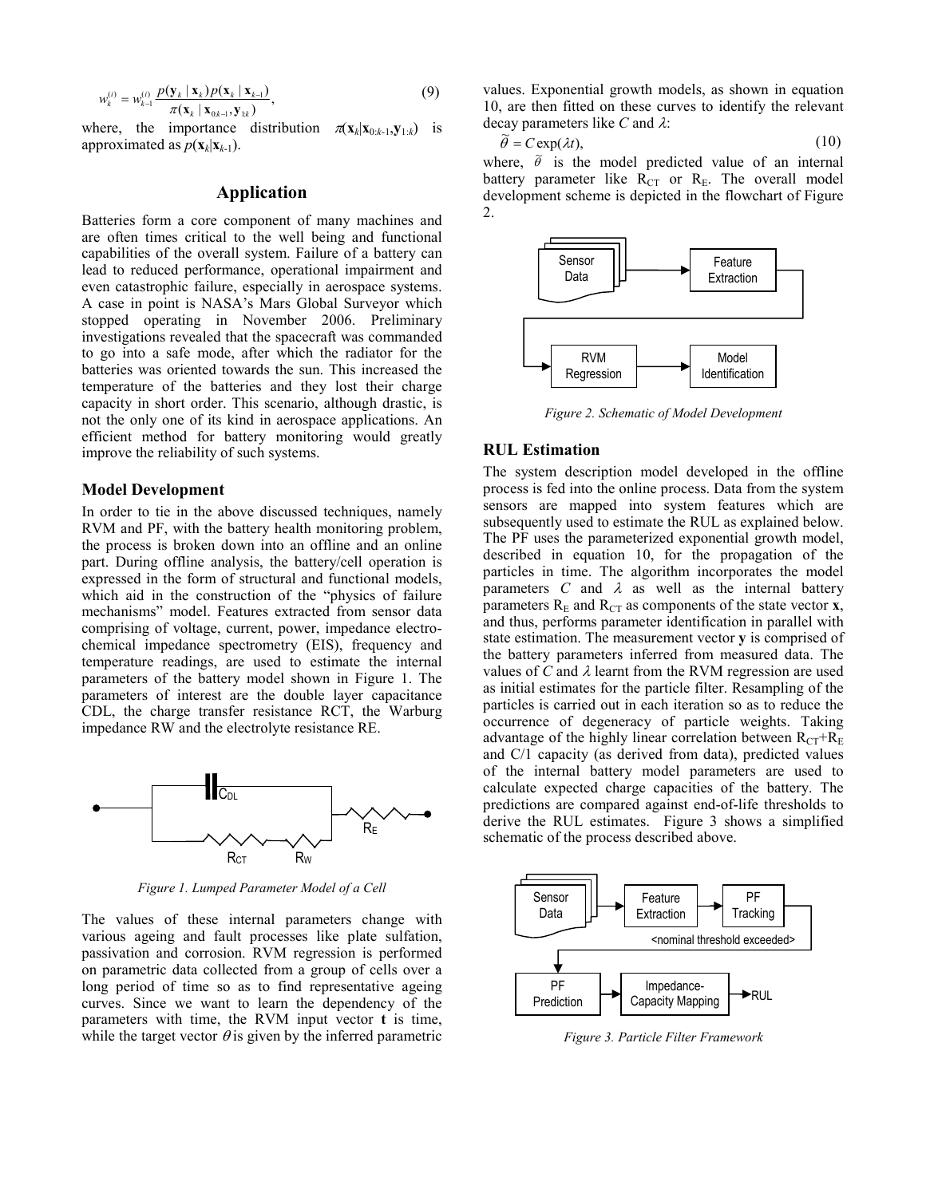$$w_k^{(i)} = w_{k-1}^{(i)} \frac{p(\mathbf{y}_k \mid \mathbf{x}_k) p(\mathbf{x}_k \mid \mathbf{x}_{k-1})}{\pi(\mathbf{x}_k \mid \mathbf{x}_{0:k-1}, \mathbf{y}_{1:k})}, \tag{9}$$

where, the importance distribution $\pi(\mathbf{x}_k|\mathbf{x}_{0:k-1},\mathbf{y}_{1:k})$ is approximated as $p(\mathbf{x}_k|\mathbf{x}_{k-1})$.

## Application

Batteries form a core component of many machines and are often times critical to the well being and functional capabilities of the overall system. Failure of a battery can lead to reduced performance, operational impairment and even catastrophic failure, especially in aerospace systems. A case in point is NASA's Mars Global Surveyor which stopped operating in November 2006. Preliminary investigations revealed that the spacecraft was commanded to go into a safe mode, after which the radiator for the batteries was oriented towards the sun. This increased the temperature of the batteries and they lost their charge capacity in short order. This scenario, although drastic, is not the only one of its kind in aerospace applications. An efficient method for battery monitoring would greatly improve the reliability of such systems.

### Model Development

In order to tie in the above discussed techniques, namely RVM and PF, with the battery health monitoring problem, the process is broken down into an offline and an online part. During offline analysis, the battery/cell operation is expressed in the form of structural and functional models, which aid in the construction of the "physics of failure mechanisms" model. Features extracted from sensor data comprising of voltage, current, power, impedance electro-chemical impedance spectrometry (EIS), frequency and temperature readings, are used to estimate the internal parameters of the battery model shown in Figure 1. The parameters of interest are the double layer capacitance CDL, the charge transfer resistance RCT, the Warburg impedance RW and the electrolyte resistance RE.

*Figure 1. Lumped Parameter Model of a Cell*

The values of these internal parameters change with various ageing and fault processes like plate sulfation, passivation and corrosion. RVM regression is performed on parametric data collected from a group of cells over a long period of time so as to find representative ageing curves. Since we want to learn the dependency of the parameters with time, the RVM input vector **t** is time, while the target vector $\theta$ is given by the inferred parametric values. Exponential growth models, as shown in equation 10, are then fitted on these curves to identify the relevant decay parameters like $C$ and $\lambda$:

$$\tilde{\theta} = C \exp(\lambda t), \tag{10}$$

where, $\tilde{\theta}$ is the model predicted value of an internal battery parameter like $R_{CT}$ or $R_E$. The overall model development scheme is depicted in the flowchart of Figure 2.

*Figure 2. Schematic of Model Development*

### RUL Estimation

The system description model developed in the offline process is fed into the online process. Data from the system sensors are mapped into system features which are subsequently used to estimate the RUL as explained below. The PF uses the parameterized exponential growth model, described in equation 10, for the propagation of the particles in time. The algorithm incorporates the model parameters $C$ and $\lambda$ as well as the internal battery parameters $R_E$ and $R_{CT}$ as components of the state vector **x**, and thus, performs parameter identification in parallel with state estimation. The measurement vector **y** is comprised of the battery parameters inferred from measured data. The values of $C$ and $\lambda$ learnt from the RVM regression are used as initial estimates for the particle filter. Resampling of the particles is carried out in each iteration so as to reduce the occurrence of degeneracy of particle weights. Taking advantage of the highly linear correlation between $R_{CT}$+$R_E$ and C/1 capacity (as derived from data), predicted values of the internal battery model parameters are used to calculate expected charge capacities of the battery. The predictions are compared against end-of-life thresholds to derive the RUL estimates. Figure 3 shows a simplified schematic of the process described above.

*Figure 3. Particle Filter Framework*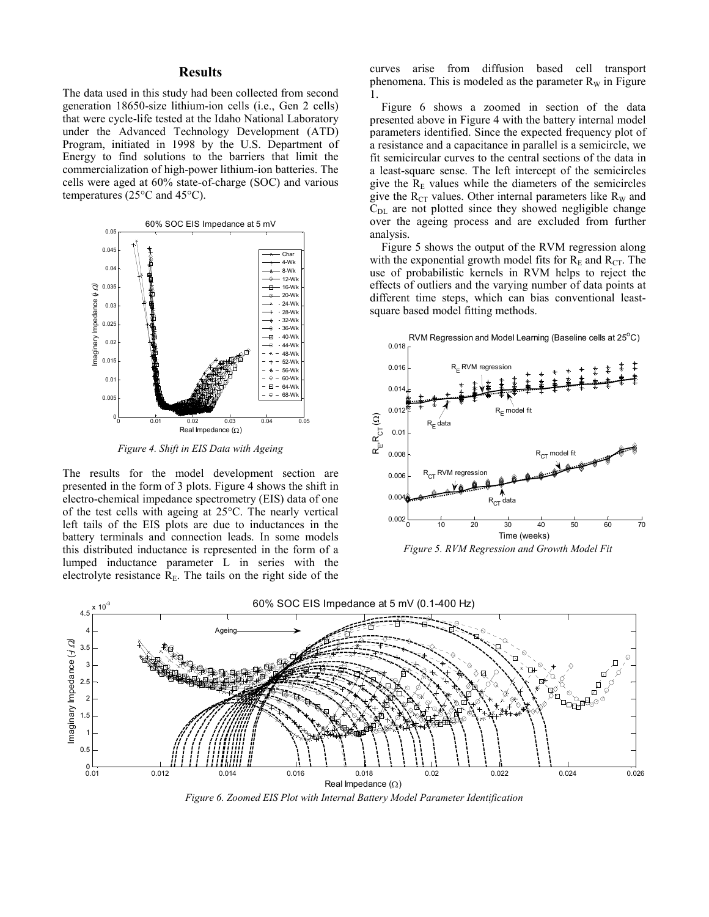## Results

The data used in this study had been collected from second generation 18650-size lithium-ion cells (i.e., Gen 2 cells) that were cycle-life tested at the Idaho National Laboratory under the Advanced Technology Development (ATD) Program, initiated in 1998 by the U.S. Department of Energy to find solutions to the barriers that limit the commercialization of high-power lithium-ion batteries. The cells were aged at 60% state-of-charge (SOC) and various temperatures (25°C and 45°C).

*Figure 4. Shift in EIS Data with Ageing*

The results for the model development section are presented in the form of 3 plots. Figure 4 shows the shift in electro-chemical impedance spectrometry (EIS) data of one of the test cells with ageing at 25°C. The nearly vertical left tails of the EIS plots are due to inductances in the battery terminals and connection leads. In some models this distributed inductance is represented in the form of a lumped inductance parameter L in series with the electrolyte resistance $R_E$. The tails on the right side of the curves arise from diffusion based cell transport phenomena. This is modeled as the parameter $R_W$ in Figure 1.

Figure 6 shows a zoomed in section of the data presented above in Figure 4 with the battery internal model parameters identified. Since the expected frequency plot of a resistance and a capacitance in parallel is a semicircle, we fit semicircular curves to the central sections of the data in a least-square sense. The left intercept of the semicircles give the $R_E$ values while the diameters of the semicircles give the $R_{CT}$ values. Other internal parameters like $R_W$ and $C_{DL}$ are not plotted since they showed negligible change over the ageing process and are excluded from further analysis.

Figure 5 shows the output of the RVM regression along with the exponential growth model fits for $R_E$ and $R_{CT}$. The use of probabilistic kernels in RVM helps to reject the effects of outliers and the varying number of data points at different time steps, which can bias conventional least-square based model fitting methods.

*Figure 5. RVM Regression and Growth Model Fit*

*Figure 6. Zoomed EIS Plot with Internal Battery Model Parameter Identification*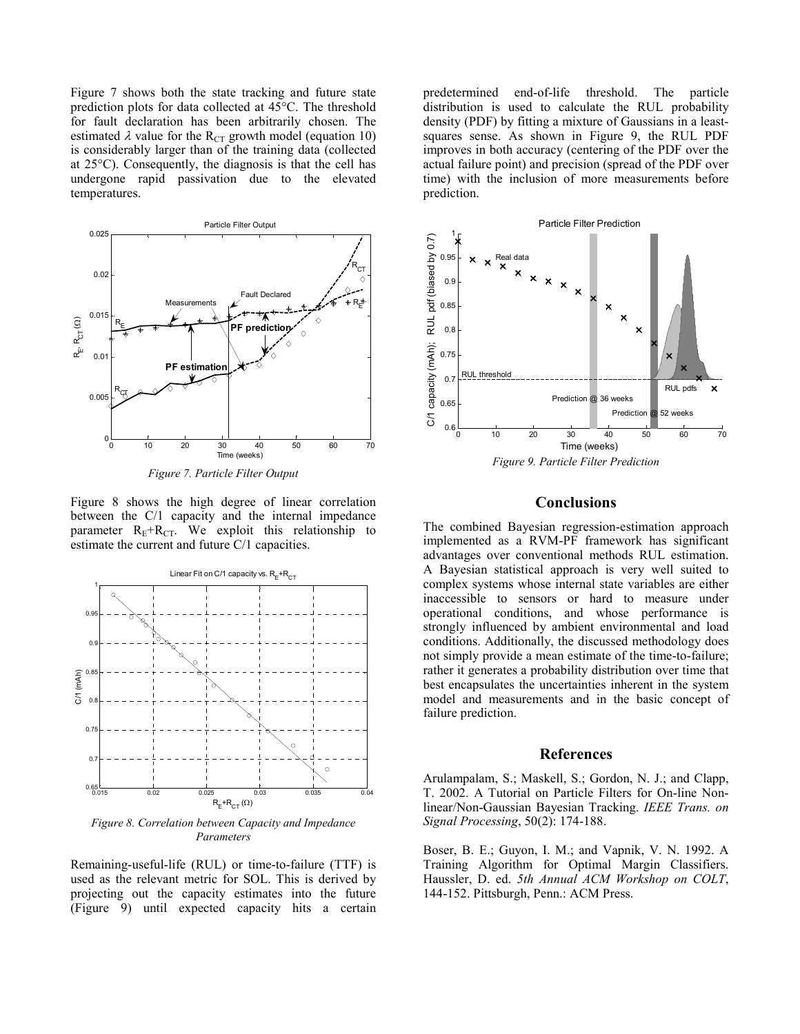Figure 7 shows both the state tracking and future state prediction plots for data collected at 45°C. The threshold for fault declaration has been arbitrarily chosen. The estimated $\lambda$ value for the $R_{CT}$ growth model (equation 10) is considerably larger than of the training data (collected at 25°C). Consequently, the diagnosis is that the cell has undergone rapid passivation due to the elevated temperatures.

*Figure 7. Particle Filter Output*

Figure 8 shows the high degree of linear correlation between the C/1 capacity and the internal impedance parameter $R_E+R_{CT}$. We exploit this relationship to estimate the current and future C/1 capacities.

*Figure 8. Correlation between Capacity and Impedance Parameters*

Remaining-useful-life (RUL) or time-to-failure (TTF) is used as the relevant metric for SOL. This is derived by projecting out the capacity estimates into the future (Figure 9) until expected capacity hits a certain predetermined end-of-life threshold. The particle distribution is used to calculate the RUL probability density (PDF) by fitting a mixture of Gaussians in a least-squares sense. As shown in Figure 9, the RUL PDF improves in both accuracy (centering of the PDF over the actual failure point) and precision (spread of the PDF over time) with the inclusion of more measurements before prediction.

*Figure 9. Particle Filter Prediction*

## Conclusions

The combined Bayesian regression-estimation approach implemented as a RVM-PF framework has significant advantages over conventional methods RUL estimation. A Bayesian statistical approach is very well suited to complex systems whose internal state variables are either inaccessible to sensors or hard to measure under operational conditions, and whose performance is strongly influenced by ambient environmental and load conditions. Additionally, the discussed methodology does not simply provide a mean estimate of the time-to-failure; rather it generates a probability distribution over time that best encapsulates the uncertainties inherent in the system model and measurements and in the basic concept of failure prediction.

## References

Arulampalam, S.; Maskell, S.; Gordon, N. J.; and Clapp, T. 2002. A Tutorial on Particle Filters for On-line Non-linear/Non-Gaussian Bayesian Tracking. *IEEE Trans. on Signal Processing*, 50(2): 174-188.

Boser, B. E.; Guyon, I. M.; and Vapnik, V. N. 1992. A Training Algorithm for Optimal Margin Classifiers. Haussler, D. ed. *5th Annual ACM Workshop on COLT*, 144-152. Pittsburgh, Penn.: ACM Press.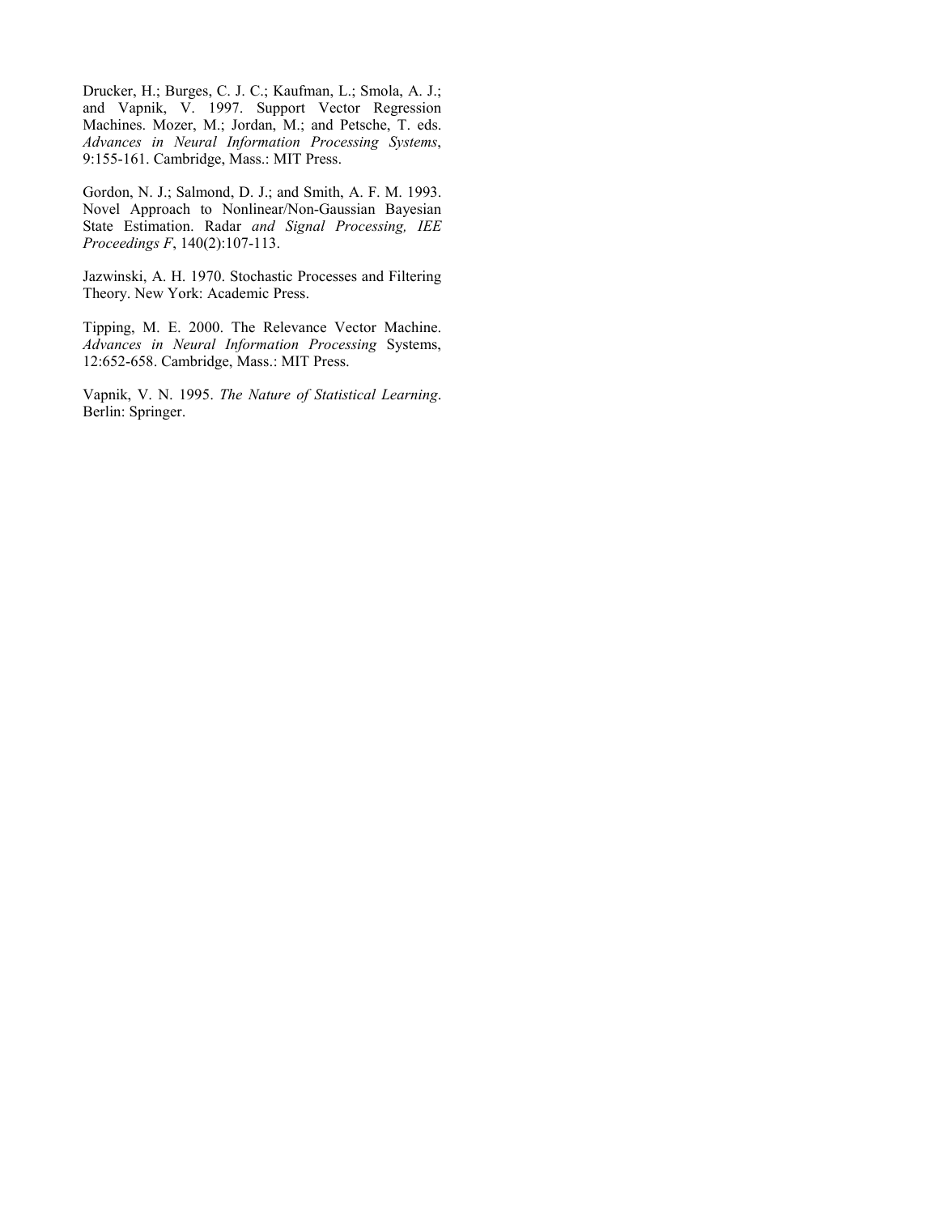Drucker, H.; Burges, C. J. C.; Kaufman, L.; Smola, A. J.; and Vapnik, V. 1997. Support Vector Regression Machines. Mozer, M.; Jordan, M.; and Petsche, T. eds. *Advances in Neural Information Processing Systems*, 9:155-161. Cambridge, Mass.: MIT Press.

Gordon, N. J.; Salmond, D. J.; and Smith, A. F. M. 1993. Novel Approach to Nonlinear/Non-Gaussian Bayesian State Estimation. Radar *and Signal Processing, IEE Proceedings F*, 140(2):107-113.

Jazwinski, A. H. 1970. Stochastic Processes and Filtering Theory. New York: Academic Press.

Tipping, M. E. 2000. The Relevance Vector Machine. *Advances in Neural Information Processing* Systems, 12:652-658. Cambridge, Mass.: MIT Press.

Vapnik, V. N. 1995. *The Nature of Statistical Learning*. Berlin: Springer.